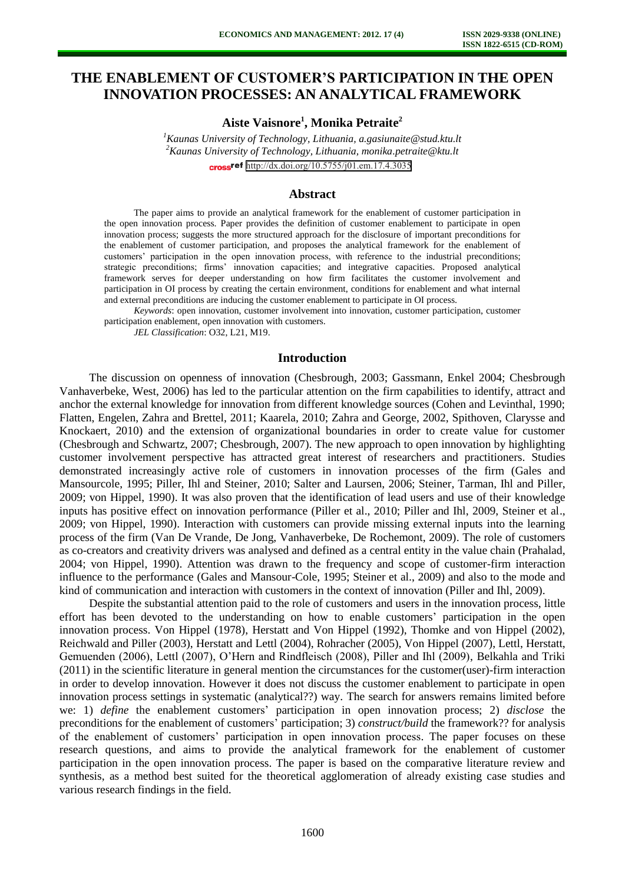# THE ENABLEMENT OF CUSTOMER'S PARTICIPATION IN THE OPEN INNOVATION PROCESSES: AN ANALYTICAL FRAMEWORK

**Aiste Vaisnore[1], Monika Petraite[2]**

[1]*Kaunas University of Technology, Lithuania, a.gasiunaite@stud.ktu.lt*
[2]*Kaunas University of Technology, Lithuania, monika.petraite@ktu.lt*
http://dx.doi.org/10.5755/j01.em.17.4.3035

## Abstract

The paper aims to provide an analytical framework for the enablement of customer participation in the open innovation process. Paper provides the definition of customer enablement to participate in open innovation process; suggests the more structured approach for the disclosure of important preconditions for the enablement of customer participation, and proposes the analytical framework for the enablement of customers' participation in the open innovation process, with reference to the industrial preconditions; strategic preconditions; firms' innovation capacities; and integrative capacities. Proposed analytical framework serves for deeper understanding on how firm facilitates the customer involvement and participation in OI process by creating the certain environment, conditions for enablement and what internal and external preconditions are inducing the customer enablement to participate in OI process.

*Keywords*: open innovation, customer involvement into innovation, customer participation, customer participation enablement, open innovation with customers.

*JEL Classification*: O32, L21, M19.

## Introduction

The discussion on openness of innovation (Chesbrough, 2003; Gassmann, Enkel 2004; Chesbrough Vanhaverbeke, West, 2006) has led to the particular attention on the firm capabilities to identify, attract and anchor the external knowledge for innovation from different knowledge sources (Cohen and Levinthal, 1990; Flatten, Engelen, Zahra and Brettel, 2011; Kaarela, 2010; Zahra and George, 2002, Spithoven, Clarysse and Knockaert, 2010) and the extension of organizational boundaries in order to create value for customer (Chesbrough and Schwartz, 2007; Chesbrough, 2007). The new approach to open innovation by highlighting customer involvement perspective has attracted great interest of researchers and practitioners. Studies demonstrated increasingly active role of customers in innovation processes of the firm (Gales and Mansourcole, 1995; Piller, Ihl and Steiner, 2010; Salter and Laursen, 2006; Steiner, Tarman, Ihl and Piller, 2009; von Hippel, 1990). It was also proven that the identification of lead users and use of their knowledge inputs has positive effect on innovation performance (Piller et al., 2010; Piller and Ihl, 2009, Steiner et al., 2009; von Hippel, 1990). Interaction with customers can provide missing external inputs into the learning process of the firm (Van De Vrande, De Jong, Vanhaverbeke, De Rochemont, 2009). The role of customers as co-creators and creativity drivers was analysed and defined as a central entity in the value chain (Prahalad, 2004; von Hippel, 1990). Attention was drawn to the frequency and scope of customer-firm interaction influence to the performance (Gales and Mansour-Cole, 1995; Steiner et al., 2009) and also to the mode and kind of communication and interaction with customers in the context of innovation (Piller and Ihl, 2009).

Despite the substantial attention paid to the role of customers and users in the innovation process, little effort has been devoted to the understanding on how to enable customers' participation in the open innovation process. Von Hippel (1978), Herstatt and Von Hippel (1992), Thomke and von Hippel (2002), Reichwald and Piller (2003), Herstatt and Lettl (2004), Rohracher (2005), Von Hippel (2007), Lettl, Herstatt, Gemuenden (2006), Lettl (2007), O'Hern and Rindfleisch (2008), Piller and Ihl (2009), Belkahla and Triki (2011) in the scientific literature in general mention the circumstances for the customer(user)-firm interaction in order to develop innovation. However it does not discuss the customer enablement to participate in open innovation process settings in systematic (analytical??) way. The search for answers remains limited before we: 1) *define* the enablement customers' participation in open innovation process; 2) *disclose* the preconditions for the enablement of customers' participation; 3) *construct/build* the framework?? for analysis of the enablement of customers' participation in open innovation process. The paper focuses on these research questions, and aims to provide the analytical framework for the enablement of customer participation in the open innovation process. The paper is based on the comparative literature review and synthesis, as a method best suited for the theoretical agglomeration of already existing case studies and various research findings in the field.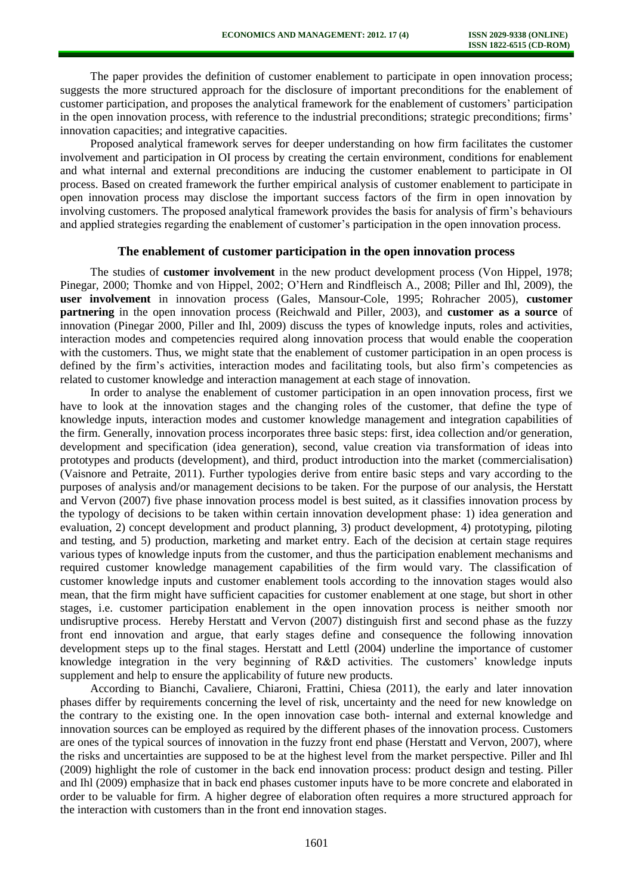The paper provides the definition of customer enablement to participate in open innovation process; suggests the more structured approach for the disclosure of important preconditions for the enablement of customer participation, and proposes the analytical framework for the enablement of customers' participation in the open innovation process, with reference to the industrial preconditions; strategic preconditions; firms' innovation capacities; and integrative capacities.

Proposed analytical framework serves for deeper understanding on how firm facilitates the customer involvement and participation in OI process by creating the certain environment, conditions for enablement and what internal and external preconditions are inducing the customer enablement to participate in OI process. Based on created framework the further empirical analysis of customer enablement to participate in open innovation process may disclose the important success factors of the firm in open innovation by involving customers. The proposed analytical framework provides the basis for analysis of firm's behaviours and applied strategies regarding the enablement of customer's participation in the open innovation process.

## The enablement of customer participation in the open innovation process

The studies of **customer involvement** in the new product development process (Von Hippel, 1978; Pinegar, 2000; Thomke and von Hippel, 2002; O'Hern and Rindfleisch A., 2008; Piller and Ihl, 2009), the **user involvement** in innovation process (Gales, Mansour-Cole, 1995; Rohracher 2005), **customer partnering** in the open innovation process (Reichwald and Piller, 2003), and **customer as a source** of innovation (Pinegar 2000, Piller and Ihl, 2009) discuss the types of knowledge inputs, roles and activities, interaction modes and competencies required along innovation process that would enable the cooperation with the customers. Thus, we might state that the enablement of customer participation in an open process is defined by the firm's activities, interaction modes and facilitating tools, but also firm's competencies as related to customer knowledge and interaction management at each stage of innovation.

In order to analyse the enablement of customer participation in an open innovation process, first we have to look at the innovation stages and the changing roles of the customer, that define the type of knowledge inputs, interaction modes and customer knowledge management and integration capabilities of the firm. Generally, innovation process incorporates three basic steps: first, idea collection and/or generation, development and specification (idea generation), second, value creation via transformation of ideas into prototypes and products (development), and third, product introduction into the market (commercialisation) (Vaisnore and Petraite, 2011). Further typologies derive from entire basic steps and vary according to the purposes of analysis and/or management decisions to be taken. For the purpose of our analysis, the Herstatt and Vervon (2007) five phase innovation process model is best suited, as it classifies innovation process by the typology of decisions to be taken within certain innovation development phase: 1) idea generation and evaluation, 2) concept development and product planning, 3) product development, 4) prototyping, piloting and testing, and 5) production, marketing and market entry. Each of the decision at certain stage requires various types of knowledge inputs from the customer, and thus the participation enablement mechanisms and required customer knowledge management capabilities of the firm would vary. The classification of customer knowledge inputs and customer enablement tools according to the innovation stages would also mean, that the firm might have sufficient capacities for customer enablement at one stage, but short in other stages, i.e. customer participation enablement in the open innovation process is neither smooth nor undisruptive process. Hereby Herstatt and Vervon (2007) distinguish first and second phase as the fuzzy front end innovation and argue, that early stages define and consequence the following innovation development steps up to the final stages. Herstatt and Lettl (2004) underline the importance of customer knowledge integration in the very beginning of R&D activities. The customers' knowledge inputs supplement and help to ensure the applicability of future new products.

According to Bianchi, Cavaliere, Chiaroni, Frattini, Chiesa (2011), the early and later innovation phases differ by requirements concerning the level of risk, uncertainty and the need for new knowledge on the contrary to the existing one. In the open innovation case both- internal and external knowledge and innovation sources can be employed as required by the different phases of the innovation process. Customers are ones of the typical sources of innovation in the fuzzy front end phase (Herstatt and Vervon, 2007), where the risks and uncertainties are supposed to be at the highest level from the market perspective. Piller and Ihl (2009) highlight the role of customer in the back end innovation process: product design and testing. Piller and Ihl (2009) emphasize that in back end phases customer inputs have to be more concrete and elaborated in order to be valuable for firm. A higher degree of elaboration often requires a more structured approach for the interaction with customers than in the front end innovation stages.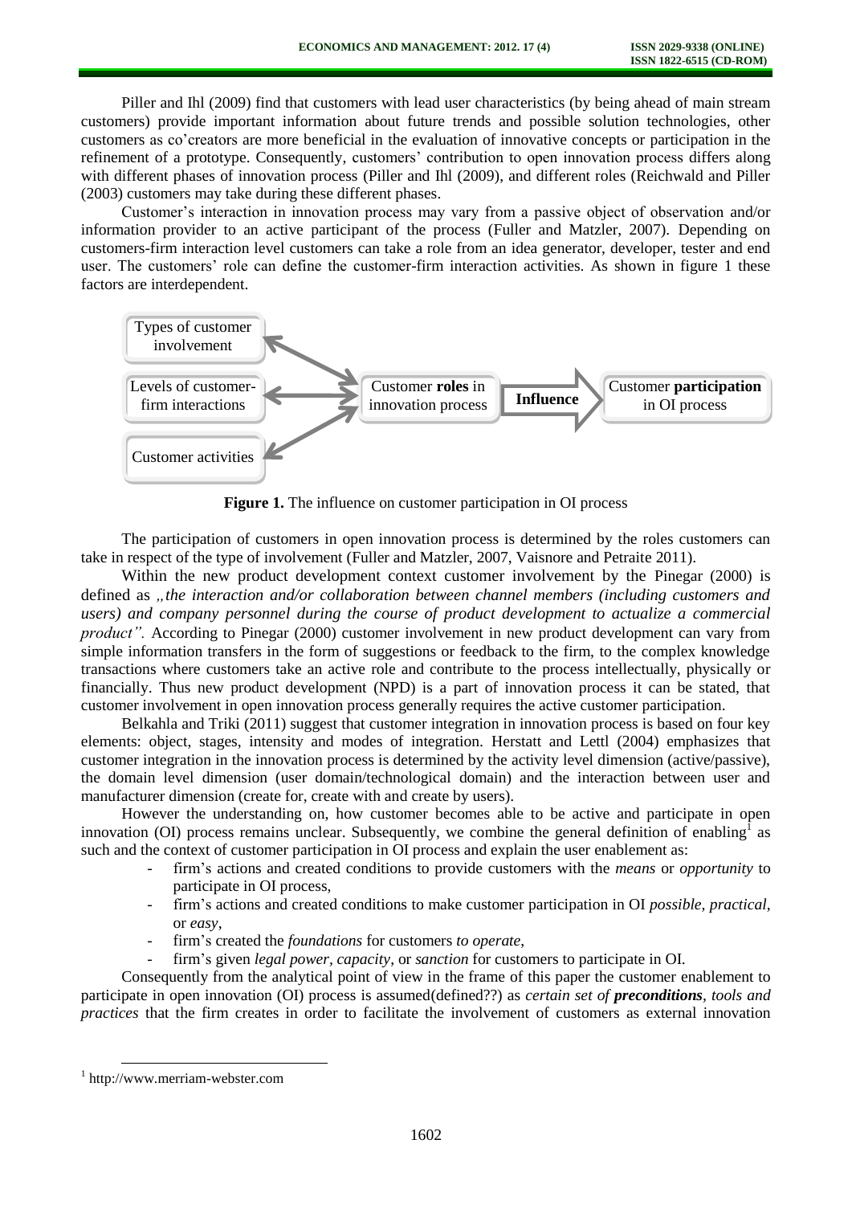Piller and Ihl (2009) find that customers with lead user characteristics (by being ahead of main stream customers) provide important information about future trends and possible solution technologies, other customers as co'creators are more beneficial in the evaluation of innovative concepts or participation in the refinement of a prototype. Consequently, customers' contribution to open innovation process differs along with different phases of innovation process (Piller and Ihl (2009), and different roles (Reichwald and Piller (2003) customers may take during these different phases.

Customer's interaction in innovation process may vary from a passive object of observation and/or information provider to an active participant of the process (Fuller and Matzler, 2007). Depending on customers-firm interaction level customers can take a role from an idea generator, developer, tester and end user. The customers' role can define the customer-firm interaction activities. As shown in figure 1 these factors are interdependent.

Types of customer involvement

Levels of customer-firm interactions

Customer activities

Customer **roles** in innovation process

**Influence**

Customer **participation** in OI process

**Figure 1.** The influence on customer participation in OI process

The participation of customers in open innovation process is determined by the roles customers can take in respect of the type of involvement (Fuller and Matzler, 2007, Vaisnore and Petraite 2011).

Within the new product development context customer involvement by the Pinegar (2000) is defined as *„the interaction and/or collaboration between channel members (including customers and users) and company personnel during the course of product development to actualize a commercial product".* According to Pinegar (2000) customer involvement in new product development can vary from simple information transfers in the form of suggestions or feedback to the firm, to the complex knowledge transactions where customers take an active role and contribute to the process intellectually, physically or financially. Thus new product development (NPD) is a part of innovation process it can be stated, that customer involvement in open innovation process generally requires the active customer participation.

Belkahla and Triki (2011) suggest that customer integration in innovation process is based on four key elements: object, stages, intensity and modes of integration. Herstatt and Lettl (2004) emphasizes that customer integration in the innovation process is determined by the activity level dimension (active/passive), the domain level dimension (user domain/technological domain) and the interaction between user and manufacturer dimension (create for, create with and create by users).

However the understanding on, how customer becomes able to be active and participate in open innovation (OI) process remains unclear. Subsequently, we combine the general definition of enabling[1] as such and the context of customer participation in OI process and explain the user enablement as:

- firm's actions and created conditions to provide customers with the *means* or *opportunity* to participate in OI process,
- firm's actions and created conditions to make customer participation in OI *possible, practical*, or *easy*,
- firm's created the *foundations* for customers *to operate*,
- firm's given *legal power, capacity*, or *sanction* for customers to participate in OI.

Consequently from the analytical point of view in the frame of this paper the customer enablement to participate in open innovation (OI) process is assumed(defined??) as *certain set of **preconditions**, tools and practices* that the firm creates in order to facilitate the involvement of customers as external innovation

[1] http://www.merriam-webster.com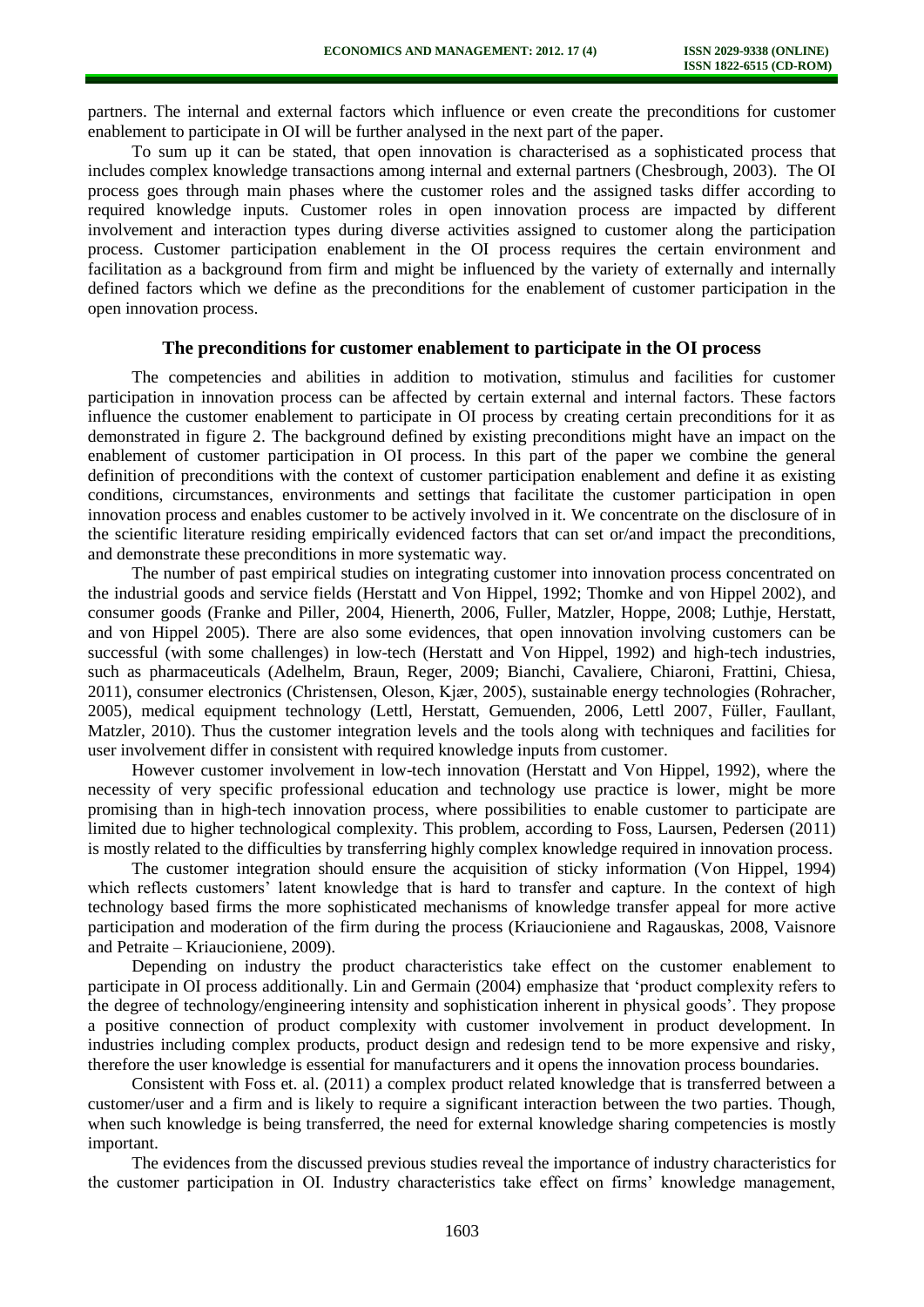partners. The internal and external factors which influence or even create the preconditions for customer enablement to participate in OI will be further analysed in the next part of the paper.

To sum up it can be stated, that open innovation is characterised as a sophisticated process that includes complex knowledge transactions among internal and external partners (Chesbrough, 2003). The OI process goes through main phases where the customer roles and the assigned tasks differ according to required knowledge inputs. Customer roles in open innovation process are impacted by different involvement and interaction types during diverse activities assigned to customer along the participation process. Customer participation enablement in the OI process requires the certain environment and facilitation as a background from firm and might be influenced by the variety of externally and internally defined factors which we define as the preconditions for the enablement of customer participation in the open innovation process.

## The preconditions for customer enablement to participate in the OI process

The competencies and abilities in addition to motivation, stimulus and facilities for customer participation in innovation process can be affected by certain external and internal factors. These factors influence the customer enablement to participate in OI process by creating certain preconditions for it as demonstrated in figure 2. The background defined by existing preconditions might have an impact on the enablement of customer participation in OI process. In this part of the paper we combine the general definition of preconditions with the context of customer participation enablement and define it as existing conditions, circumstances, environments and settings that facilitate the customer participation in open innovation process and enables customer to be actively involved in it. We concentrate on the disclosure of in the scientific literature residing empirically evidenced factors that can set or/and impact the preconditions, and demonstrate these preconditions in more systematic way.

The number of past empirical studies on integrating customer into innovation process concentrated on the industrial goods and service fields (Herstatt and Von Hippel, 1992; Thomke and von Hippel 2002), and consumer goods (Franke and Piller, 2004, Hienerth, 2006, Fuller, Matzler, Hoppe, 2008; Luthje, Herstatt, and von Hippel 2005). There are also some evidences, that open innovation involving customers can be successful (with some challenges) in low-tech (Herstatt and Von Hippel, 1992) and high-tech industries, such as pharmaceuticals (Adelhelm, Braun, Reger, 2009; Bianchi, Cavaliere, Chiaroni, Frattini, Chiesa, 2011), consumer electronics (Christensen, Oleson, Kjær, 2005), sustainable energy technologies (Rohracher, 2005), medical equipment technology (Lettl, Herstatt, Gemuenden, 2006, Lettl 2007, Füller, Faullant, Matzler, 2010). Thus the customer integration levels and the tools along with techniques and facilities for user involvement differ in consistent with required knowledge inputs from customer.

However customer involvement in low-tech innovation (Herstatt and Von Hippel, 1992), where the necessity of very specific professional education and technology use practice is lower, might be more promising than in high-tech innovation process, where possibilities to enable customer to participate are limited due to higher technological complexity. This problem, according to Foss, Laursen, Pedersen (2011) is mostly related to the difficulties by transferring highly complex knowledge required in innovation process.

The customer integration should ensure the acquisition of sticky information (Von Hippel, 1994) which reflects customers' latent knowledge that is hard to transfer and capture. In the context of high technology based firms the more sophisticated mechanisms of knowledge transfer appeal for more active participation and moderation of the firm during the process (Kriaucioniene and Ragauskas, 2008, Vaisnore and Petraite – Kriaucioniene, 2009).

Depending on industry the product characteristics take effect on the customer enablement to participate in OI process additionally. Lin and Germain (2004) emphasize that 'product complexity refers to the degree of technology/engineering intensity and sophistication inherent in physical goods'. They propose a positive connection of product complexity with customer involvement in product development. In industries including complex products, product design and redesign tend to be more expensive and risky, therefore the user knowledge is essential for manufacturers and it opens the innovation process boundaries.

Consistent with Foss et. al. (2011) a complex product related knowledge that is transferred between a customer/user and a firm and is likely to require a significant interaction between the two parties. Though, when such knowledge is being transferred, the need for external knowledge sharing competencies is mostly important.

The evidences from the discussed previous studies reveal the importance of industry characteristics for the customer participation in OI. Industry characteristics take effect on firms' knowledge management,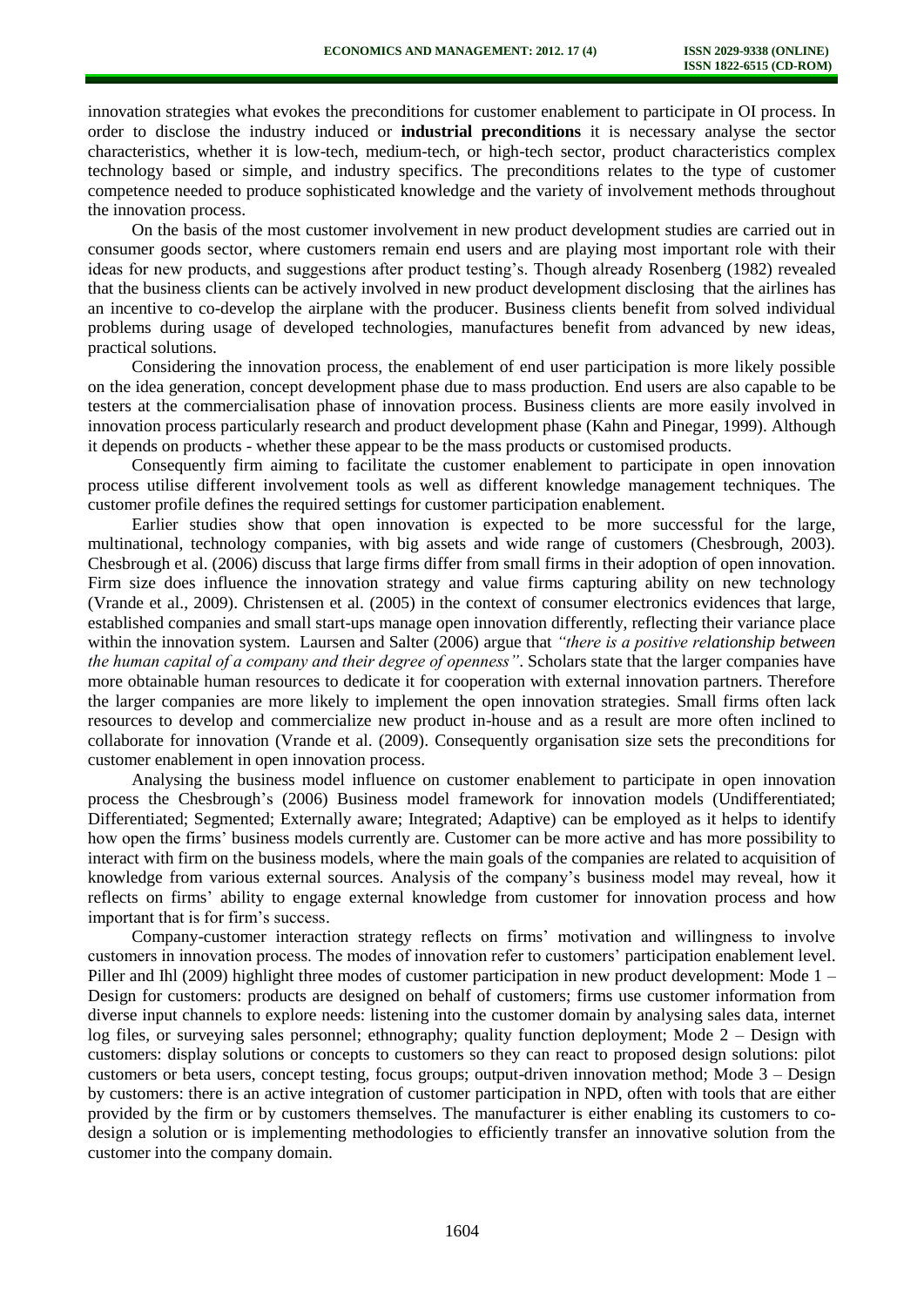innovation strategies what evokes the preconditions for customer enablement to participate in OI process. In order to disclose the industry induced or **industrial preconditions** it is necessary analyse the sector characteristics, whether it is low-tech, medium-tech, or high-tech sector, product characteristics complex technology based or simple, and industry specifics. The preconditions relates to the type of customer competence needed to produce sophisticated knowledge and the variety of involvement methods throughout the innovation process.

On the basis of the most customer involvement in new product development studies are carried out in consumer goods sector, where customers remain end users and are playing most important role with their ideas for new products, and suggestions after product testing's. Though already Rosenberg (1982) revealed that the business clients can be actively involved in new product development disclosing that the airlines has an incentive to co-develop the airplane with the producer. Business clients benefit from solved individual problems during usage of developed technologies, manufactures benefit from advanced by new ideas, practical solutions.

Considering the innovation process, the enablement of end user participation is more likely possible on the idea generation, concept development phase due to mass production. End users are also capable to be testers at the commercialisation phase of innovation process. Business clients are more easily involved in innovation process particularly research and product development phase (Kahn and Pinegar, 1999). Although it depends on products - whether these appear to be the mass products or customised products.

Consequently firm aiming to facilitate the customer enablement to participate in open innovation process utilise different involvement tools as well as different knowledge management techniques. The customer profile defines the required settings for customer participation enablement.

Earlier studies show that open innovation is expected to be more successful for the large, multinational, technology companies, with big assets and wide range of customers (Chesbrough, 2003). Chesbrough et al. (2006) discuss that large firms differ from small firms in their adoption of open innovation. Firm size does influence the innovation strategy and value firms capturing ability on new technology (Vrande et al., 2009). Christensen et al. (2005) in the context of consumer electronics evidences that large, established companies and small start-ups manage open innovation differently, reflecting their variance place within the innovation system. Laursen and Salter (2006) argue that *"there is a positive relationship between the human capital of a company and their degree of openness"*. Scholars state that the larger companies have more obtainable human resources to dedicate it for cooperation with external innovation partners. Therefore the larger companies are more likely to implement the open innovation strategies. Small firms often lack resources to develop and commercialize new product in-house and as a result are more often inclined to collaborate for innovation (Vrande et al. (2009). Consequently organisation size sets the preconditions for customer enablement in open innovation process.

Analysing the business model influence on customer enablement to participate in open innovation process the Chesbrough's (2006) Business model framework for innovation models (Undifferentiated; Differentiated; Segmented; Externally aware; Integrated; Adaptive) can be employed as it helps to identify how open the firms' business models currently are. Customer can be more active and has more possibility to interact with firm on the business models, where the main goals of the companies are related to acquisition of knowledge from various external sources. Analysis of the company's business model may reveal, how it reflects on firms' ability to engage external knowledge from customer for innovation process and how important that is for firm's success.

Company-customer interaction strategy reflects on firms' motivation and willingness to involve customers in innovation process. The modes of innovation refer to customers' participation enablement level. Piller and Ihl (2009) highlight three modes of customer participation in new product development: Mode 1 – Design for customers: products are designed on behalf of customers; firms use customer information from diverse input channels to explore needs: listening into the customer domain by analysing sales data, internet log files, or surveying sales personnel; ethnography; quality function deployment; Mode 2 – Design with customers: display solutions or concepts to customers so they can react to proposed design solutions: pilot customers or beta users, concept testing, focus groups; output-driven innovation method; Mode 3 – Design by customers: there is an active integration of customer participation in NPD, often with tools that are either provided by the firm or by customers themselves. The manufacturer is either enabling its customers to co-design a solution or is implementing methodologies to efficiently transfer an innovative solution from the customer into the company domain.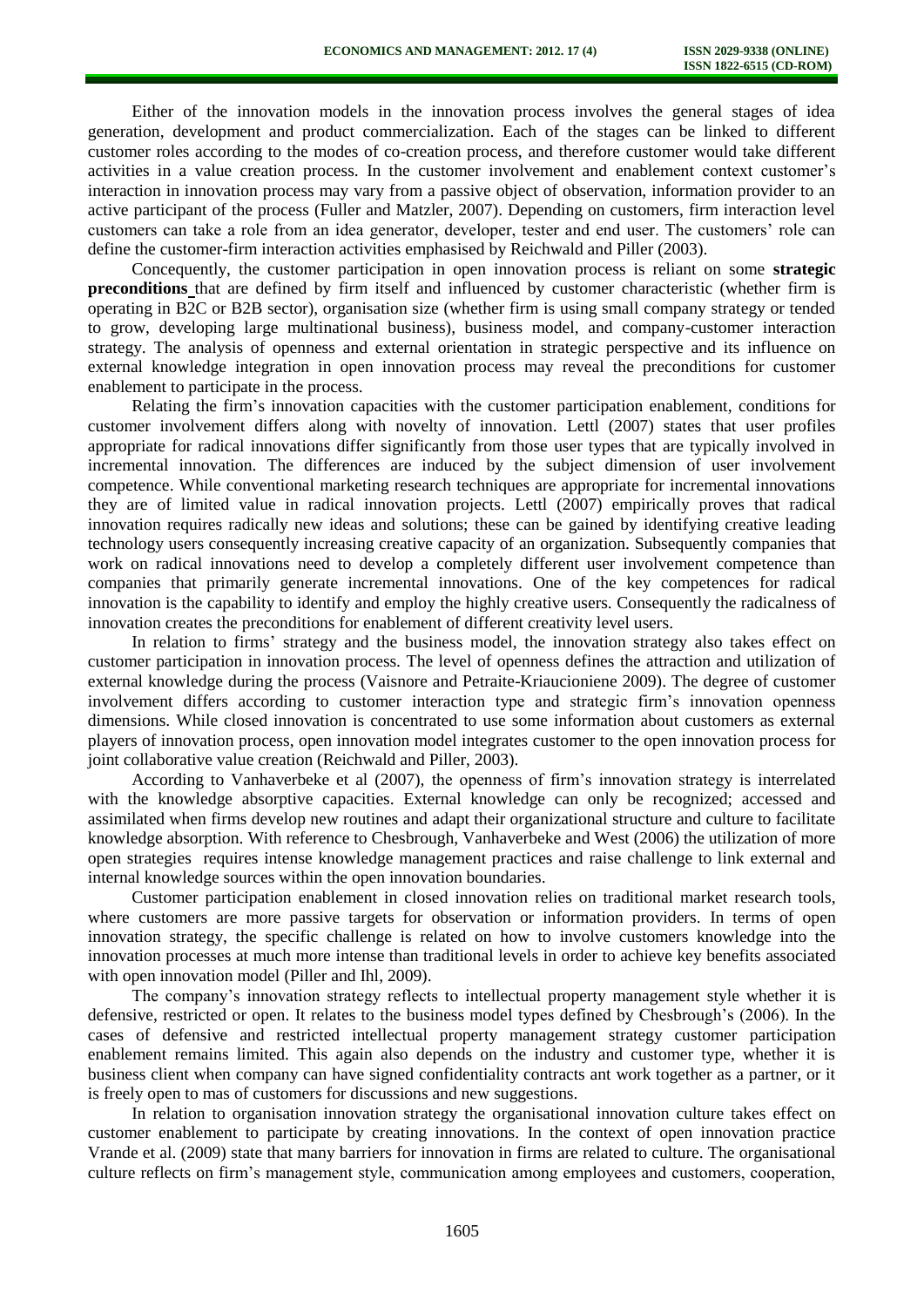Either of the innovation models in the innovation process involves the general stages of idea generation, development and product commercialization. Each of the stages can be linked to different customer roles according to the modes of co-creation process, and therefore customer would take different activities in a value creation process. In the customer involvement and enablement context customer's interaction in innovation process may vary from a passive object of observation, information provider to an active participant of the process (Fuller and Matzler, 2007). Depending on customers, firm interaction level customers can take a role from an idea generator, developer, tester and end user. The customers' role can define the customer-firm interaction activities emphasised by Reichwald and Piller (2003).

Concequently, the customer participation in open innovation process is reliant on some **strategic preconditions** that are defined by firm itself and influenced by customer characteristic (whether firm is operating in B2C or B2B sector), organisation size (whether firm is using small company strategy or tended to grow, developing large multinational business), business model, and company-customer interaction strategy. The analysis of openness and external orientation in strategic perspective and its influence on external knowledge integration in open innovation process may reveal the preconditions for customer enablement to participate in the process.

Relating the firm's innovation capacities with the customer participation enablement, conditions for customer involvement differs along with novelty of innovation. Lettl (2007) states that user profiles appropriate for radical innovations differ significantly from those user types that are typically involved in incremental innovation. The differences are induced by the subject dimension of user involvement competence. While conventional marketing research techniques are appropriate for incremental innovations they are of limited value in radical innovation projects. Lettl (2007) empirically proves that radical innovation requires radically new ideas and solutions; these can be gained by identifying creative leading technology users consequently increasing creative capacity of an organization. Subsequently companies that work on radical innovations need to develop a completely different user involvement competence than companies that primarily generate incremental innovations. One of the key competences for radical innovation is the capability to identify and employ the highly creative users. Consequently the radicalness of innovation creates the preconditions for enablement of different creativity level users.

In relation to firms' strategy and the business model, the innovation strategy also takes effect on customer participation in innovation process. The level of openness defines the attraction and utilization of external knowledge during the process (Vaisnore and Petraite-Kriaucioniene 2009). The degree of customer involvement differs according to customer interaction type and strategic firm's innovation openness dimensions. While closed innovation is concentrated to use some information about customers as external players of innovation process, open innovation model integrates customer to the open innovation process for joint collaborative value creation (Reichwald and Piller, 2003).

According to Vanhaverbeke et al (2007), the openness of firm's innovation strategy is interrelated with the knowledge absorptive capacities. External knowledge can only be recognized; accessed and assimilated when firms develop new routines and adapt their organizational structure and culture to facilitate knowledge absorption. With reference to Chesbrough, Vanhaverbeke and West (2006) the utilization of more open strategies requires intense knowledge management practices and raise challenge to link external and internal knowledge sources within the open innovation boundaries.

Customer participation enablement in closed innovation relies on traditional market research tools, where customers are more passive targets for observation or information providers. In terms of open innovation strategy, the specific challenge is related on how to involve customers knowledge into the innovation processes at much more intense than traditional levels in order to achieve key benefits associated with open innovation model (Piller and Ihl, 2009).

The company's innovation strategy reflects to intellectual property management style whether it is defensive, restricted or open. It relates to the business model types defined by Chesbrough's (2006). In the cases of defensive and restricted intellectual property management strategy customer participation enablement remains limited. This again also depends on the industry and customer type, whether it is business client when company can have signed confidentiality contracts ant work together as a partner, or it is freely open to mas of customers for discussions and new suggestions.

In relation to organisation innovation strategy the organisational innovation culture takes effect on customer enablement to participate by creating innovations. In the context of open innovation practice Vrande et al. (2009) state that many barriers for innovation in firms are related to culture. The organisational culture reflects on firm's management style, communication among employees and customers, cooperation,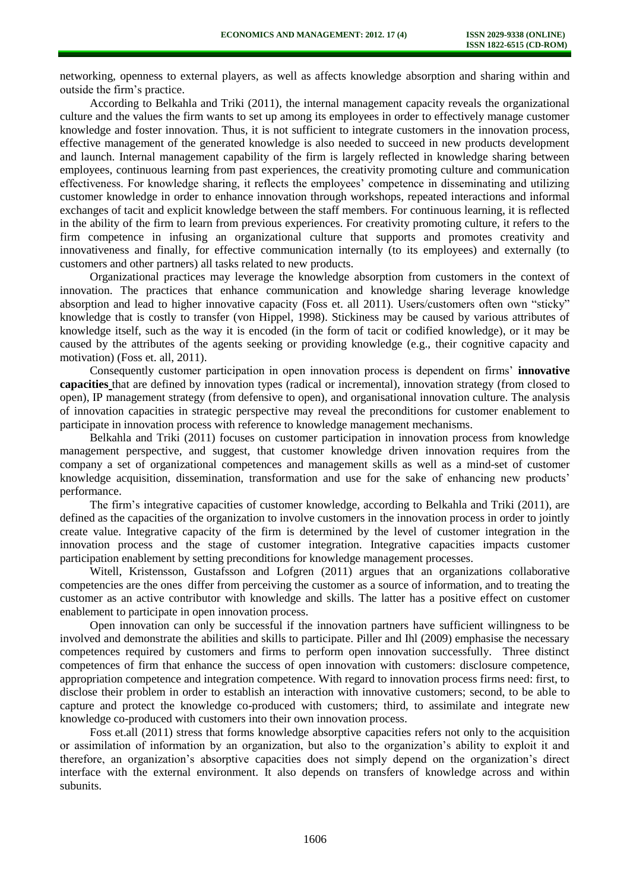networking, openness to external players, as well as affects knowledge absorption and sharing within and outside the firm's practice.

According to Belkahla and Triki (2011), the internal management capacity reveals the organizational culture and the values the firm wants to set up among its employees in order to effectively manage customer knowledge and foster innovation. Thus, it is not sufficient to integrate customers in the innovation process, effective management of the generated knowledge is also needed to succeed in new products development and launch. Internal management capability of the firm is largely reflected in knowledge sharing between employees, continuous learning from past experiences, the creativity promoting culture and communication effectiveness. For knowledge sharing, it reflects the employees' competence in disseminating and utilizing customer knowledge in order to enhance innovation through workshops, repeated interactions and informal exchanges of tacit and explicit knowledge between the staff members. For continuous learning, it is reflected in the ability of the firm to learn from previous experiences. For creativity promoting culture, it refers to the firm competence in infusing an organizational culture that supports and promotes creativity and innovativeness and finally, for effective communication internally (to its employees) and externally (to customers and other partners) all tasks related to new products.

Organizational practices may leverage the knowledge absorption from customers in the context of innovation. The practices that enhance communication and knowledge sharing leverage knowledge absorption and lead to higher innovative capacity (Foss et. all 2011). Users/customers often own "sticky" knowledge that is costly to transfer (von Hippel, 1998). Stickiness may be caused by various attributes of knowledge itself, such as the way it is encoded (in the form of tacit or codified knowledge), or it may be caused by the attributes of the agents seeking or providing knowledge (e.g., their cognitive capacity and motivation) (Foss et. all, 2011).

Consequently customer participation in open innovation process is dependent on firms' **innovative capacities** that are defined by innovation types (radical or incremental), innovation strategy (from closed to open), IP management strategy (from defensive to open), and organisational innovation culture. The analysis of innovation capacities in strategic perspective may reveal the preconditions for customer enablement to participate in innovation process with reference to knowledge management mechanisms.

Belkahla and Triki (2011) focuses on customer participation in innovation process from knowledge management perspective, and suggest, that customer knowledge driven innovation requires from the company a set of organizational competences and management skills as well as a mind-set of customer knowledge acquisition, dissemination, transformation and use for the sake of enhancing new products' performance.

The firm's integrative capacities of customer knowledge, according to Belkahla and Triki (2011), are defined as the capacities of the organization to involve customers in the innovation process in order to jointly create value. Integrative capacity of the firm is determined by the level of customer integration in the innovation process and the stage of customer integration. Integrative capacities impacts customer participation enablement by setting preconditions for knowledge management processes.

Witell, Kristensson, Gustafsson and Lofgren (2011) argues that an organizations collaborative competencies are the ones differ from perceiving the customer as a source of information, and to treating the customer as an active contributor with knowledge and skills. The latter has a positive effect on customer enablement to participate in open innovation process.

Open innovation can only be successful if the innovation partners have sufficient willingness to be involved and demonstrate the abilities and skills to participate. Piller and Ihl (2009) emphasise the necessary competences required by customers and firms to perform open innovation successfully. Three distinct competences of firm that enhance the success of open innovation with customers: disclosure competence, appropriation competence and integration competence. With regard to innovation process firms need: first, to disclose their problem in order to establish an interaction with innovative customers; second, to be able to capture and protect the knowledge co-produced with customers; third, to assimilate and integrate new knowledge co-produced with customers into their own innovation process.

Foss et.all (2011) stress that forms knowledge absorptive capacities refers not only to the acquisition or assimilation of information by an organization, but also to the organization's ability to exploit it and therefore, an organization's absorptive capacities does not simply depend on the organization's direct interface with the external environment. It also depends on transfers of knowledge across and within subunits.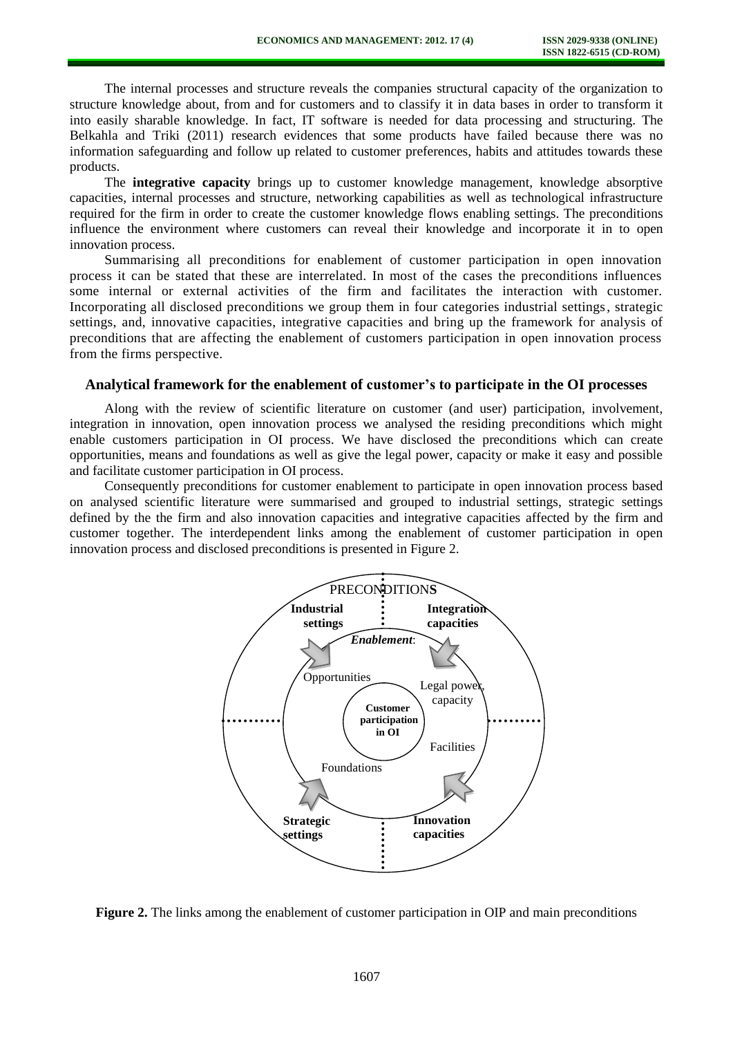The internal processes and structure reveals the companies structural capacity of the organization to structure knowledge about, from and for customers and to classify it in data bases in order to transform it into easily sharable knowledge. In fact, IT software is needed for data processing and structuring. The Belkahla and Triki (2011) research evidences that some products have failed because there was no information safeguarding and follow up related to customer preferences, habits and attitudes towards these products.

The **integrative capacity** brings up to customer knowledge management, knowledge absorptive capacities, internal processes and structure, networking capabilities as well as technological infrastructure required for the firm in order to create the customer knowledge flows enabling settings. The preconditions influence the environment where customers can reveal their knowledge and incorporate it in to open innovation process.

Summarising all preconditions for enablement of customer participation in open innovation process it can be stated that these are interrelated. In most of the cases the preconditions influences some internal or external activities of the firm and facilitates the interaction with customer. Incorporating all disclosed preconditions we group them in four categories industrial settings, strategic settings, and, innovative capacities, integrative capacities and bring up the framework for analysis of preconditions that are affecting the enablement of customers participation in open innovation process from the firms perspective.

## Analytical framework for the enablement of customer's to participate in the OI processes

Along with the review of scientific literature on customer (and user) participation, involvement, integration in innovation, open innovation process we analysed the residing preconditions which might enable customers participation in OI process. We have disclosed the preconditions which can create opportunities, means and foundations as well as give the legal power, capacity or make it easy and possible and facilitate customer participation in OI process.

Consequently preconditions for customer enablement to participate in open innovation process based on analysed scientific literature were summarised and grouped to industrial settings, strategic settings defined by the the firm and also innovation capacities and integrative capacities affected by the firm and customer together. The interdependent links among the enablement of customer participation in open innovation process and disclosed preconditions is presented in Figure 2.

PRECONDITIONS

**Industrial settings**

**Integration capacities**

*Enablement*:

Opportunities

Legal power, capacity

**Customer participation in OI**

Facilities

Foundations

**Strategic settings**

**Innovation capacities**

**Figure 2.** The links among the enablement of customer participation in OIP and main preconditions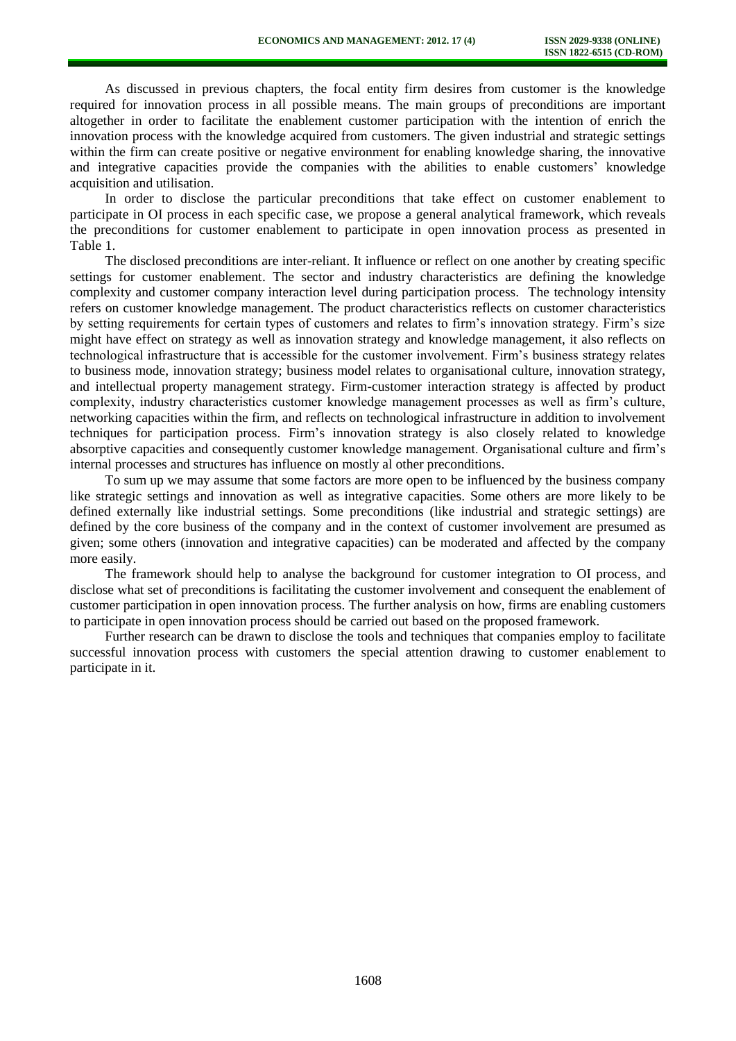As discussed in previous chapters, the focal entity firm desires from customer is the knowledge required for innovation process in all possible means. The main groups of preconditions are important altogether in order to facilitate the enablement customer participation with the intention of enrich the innovation process with the knowledge acquired from customers. The given industrial and strategic settings within the firm can create positive or negative environment for enabling knowledge sharing, the innovative and integrative capacities provide the companies with the abilities to enable customers' knowledge acquisition and utilisation.

In order to disclose the particular preconditions that take effect on customer enablement to participate in OI process in each specific case, we propose a general analytical framework, which reveals the preconditions for customer enablement to participate in open innovation process as presented in Table 1.

The disclosed preconditions are inter-reliant. It influence or reflect on one another by creating specific settings for customer enablement. The sector and industry characteristics are defining the knowledge complexity and customer company interaction level during participation process. The technology intensity refers on customer knowledge management. The product characteristics reflects on customer characteristics by setting requirements for certain types of customers and relates to firm's innovation strategy. Firm's size might have effect on strategy as well as innovation strategy and knowledge management, it also reflects on technological infrastructure that is accessible for the customer involvement. Firm's business strategy relates to business mode, innovation strategy; business model relates to organisational culture, innovation strategy, and intellectual property management strategy. Firm-customer interaction strategy is affected by product complexity, industry characteristics customer knowledge management processes as well as firm's culture, networking capacities within the firm, and reflects on technological infrastructure in addition to involvement techniques for participation process. Firm's innovation strategy is also closely related to knowledge absorptive capacities and consequently customer knowledge management. Organisational culture and firm's internal processes and structures has influence on mostly al other preconditions.

To sum up we may assume that some factors are more open to be influenced by the business company like strategic settings and innovation as well as integrative capacities. Some others are more likely to be defined externally like industrial settings. Some preconditions (like industrial and strategic settings) are defined by the core business of the company and in the context of customer involvement are presumed as given; some others (innovation and integrative capacities) can be moderated and affected by the company more easily.

The framework should help to analyse the background for customer integration to OI process, and disclose what set of preconditions is facilitating the customer involvement and consequent the enablement of customer participation in open innovation process. The further analysis on how, firms are enabling customers to participate in open innovation process should be carried out based on the proposed framework.

Further research can be drawn to disclose the tools and techniques that companies employ to facilitate successful innovation process with customers the special attention drawing to customer enablement to participate in it.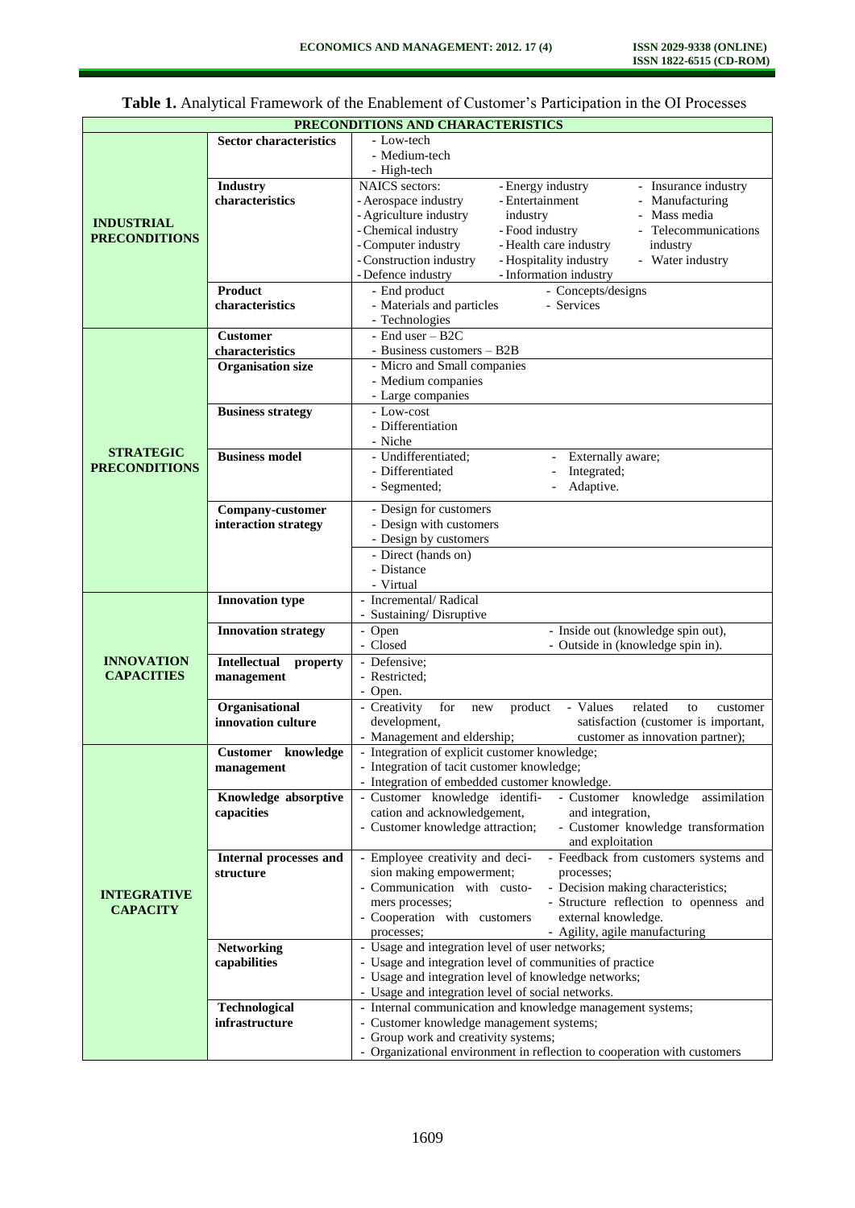**Table 1.** Analytical Framework of the Enablement of Customer's Participation in the OI Processes

| PRECONDITIONS AND CHARACTERISTICS | | |
|---|---|---|
| **INDUSTRIAL PRECONDITIONS** | **Sector characteristics** | - Low-tech<br>- Medium-tech<br>- High-tech |
| | **Industry characteristics** | NAICS sectors:<br>- Aerospace industry<br>- Agriculture industry<br>- Chemical industry<br>- Computer industry<br>- Construction industry<br>- Defence industry<br>- Energy industry<br>- Entertainment industry<br>- Food industry<br>- Health care industry<br>- Hospitality industry<br>- Information industry<br>- Insurance industry<br>- Manufacturing<br>- Mass media<br>- Telecommunications industry<br>- Water industry |
| | **Product characteristics** | - End product<br>- Materials and particles<br>- Technologies<br>- Concepts/designs<br>- Services |
| **STRATEGIC PRECONDITIONS** | **Customer characteristics** | - End user – B2C<br>- Business customers – B2B |
| | **Organisation size** | - Micro and Small companies<br>- Medium companies<br>- Large companies |
| | **Business strategy** | - Low-cost<br>- Differentiation<br>- Niche |
| | **Business model** | - Undifferentiated;<br>- Differentiated<br>- Segmented;<br>- Externally aware;<br>- Integrated;<br>- Adaptive. |
| | **Company-customer interaction strategy** | - Design for customers<br>- Design with customers<br>- Design by customers |
| | | - Direct (hands on)<br>- Distance<br>- Virtual |
| **INNOVATION CAPACITIES** | **Innovation type** | - Incremental/ Radical<br>- Sustaining/ Disruptive |
| | **Innovation strategy** | - Open<br>- Closed<br>- Inside out (knowledge spin out),<br>- Outside in (knowledge spin in). |
| | **Intellectual property management** | - Defensive;<br>- Restricted;<br>- Open. |
| | **Organisational innovation culture** | - Creativity for new product development,<br>- Management and eldership;<br>- Values related to customer satisfaction (customer is important, customer as innovation partner); |
| **INTEGRATIVE CAPACITY** | **Customer knowledge management** | - Integration of explicit customer knowledge;<br>- Integration of tacit customer knowledge;<br>- Integration of embedded customer knowledge. |
| | **Knowledge absorptive capacities** | - Customer knowledge identification and acknowledgement,<br>- Customer knowledge attraction;<br>- Customer knowledge assimilation and integration,<br>- Customer knowledge transformation and exploitation |
| | **Internal processes and structure** | - Employee creativity and decision making empowerment;<br>- Communication with customers processes;<br>- Cooperation with customers processes;<br>- Feedback from customers systems and processes;<br>- Decision making characteristics;<br>- Structure reflection to openness and external knowledge.<br>- Agility, agile manufacturing |
| | **Networking capabilities** | - Usage and integration level of user networks;<br>- Usage and integration level of communities of practice<br>- Usage and integration level of knowledge networks;<br>- Usage and integration level of social networks. |
| | **Technological infrastructure** | - Internal communication and knowledge management systems;<br>- Customer knowledge management systems;<br>- Group work and creativity systems;<br>- Organizational environment in reflection to cooperation with customers |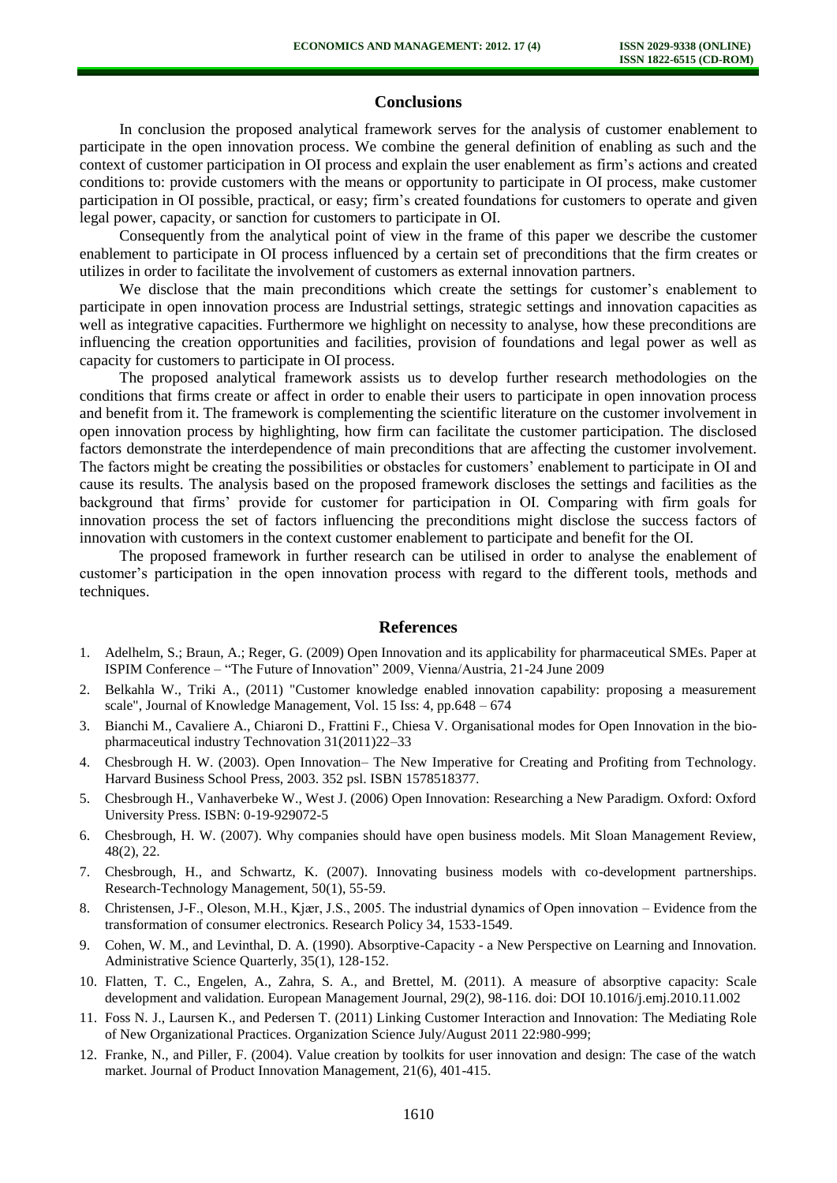## Conclusions

In conclusion the proposed analytical framework serves for the analysis of customer enablement to participate in the open innovation process. We combine the general definition of enabling as such and the context of customer participation in OI process and explain the user enablement as firm's actions and created conditions to: provide customers with the means or opportunity to participate in OI process, make customer participation in OI possible, practical, or easy; firm's created foundations for customers to operate and given legal power, capacity, or sanction for customers to participate in OI.

Consequently from the analytical point of view in the frame of this paper we describe the customer enablement to participate in OI process influenced by a certain set of preconditions that the firm creates or utilizes in order to facilitate the involvement of customers as external innovation partners.

We disclose that the main preconditions which create the settings for customer's enablement to participate in open innovation process are Industrial settings, strategic settings and innovation capacities as well as integrative capacities. Furthermore we highlight on necessity to analyse, how these preconditions are influencing the creation opportunities and facilities, provision of foundations and legal power as well as capacity for customers to participate in OI process.

The proposed analytical framework assists us to develop further research methodologies on the conditions that firms create or affect in order to enable their users to participate in open innovation process and benefit from it. The framework is complementing the scientific literature on the customer involvement in open innovation process by highlighting, how firm can facilitate the customer participation. The disclosed factors demonstrate the interdependence of main preconditions that are affecting the customer involvement. The factors might be creating the possibilities or obstacles for customers' enablement to participate in OI and cause its results. The analysis based on the proposed framework discloses the settings and facilities as the background that firms' provide for customer for participation in OI. Comparing with firm goals for innovation process the set of factors influencing the preconditions might disclose the success factors of innovation with customers in the context customer enablement to participate and benefit for the OI.

The proposed framework in further research can be utilised in order to analyse the enablement of customer's participation in the open innovation process with regard to the different tools, methods and techniques.

## References

1. Adelhelm, S.; Braun, A.; Reger, G. (2009) Open Innovation and its applicability for pharmaceutical SMEs. Paper at ISPIM Conference – "The Future of Innovation" 2009, Vienna/Austria, 21-24 June 2009
2. Belkahla W., Triki A., (2011) "Customer knowledge enabled innovation capability: proposing a measurement scale", Journal of Knowledge Management, Vol. 15 Iss: 4, pp.648 – 674
3. Bianchi M., Cavaliere A., Chiaroni D., Frattini F., Chiesa V. Organisational modes for Open Innovation in the bio-pharmaceutical industry Technovation 31(2011)22–33
4. Chesbrough H. W. (2003). Open Innovation– The New Imperative for Creating and Profiting from Technology. Harvard Business School Press, 2003. 352 psl. ISBN 1578518377.
5. Chesbrough H., Vanhaverbeke W., West J. (2006) Open Innovation: Researching a New Paradigm. Oxford: Oxford University Press. ISBN: 0-19-929072-5
6. Chesbrough, H. W. (2007). Why companies should have open business models. Mit Sloan Management Review, 48(2), 22.
7. Chesbrough, H., and Schwartz, K. (2007). Innovating business models with co-development partnerships. Research-Technology Management, 50(1), 55-59.
8. Christensen, J-F., Oleson, M.H., Kjær, J.S., 2005. The industrial dynamics of Open innovation – Evidence from the transformation of consumer electronics. Research Policy 34, 1533-1549.
9. Cohen, W. M., and Levinthal, D. A. (1990). Absorptive-Capacity - a New Perspective on Learning and Innovation. Administrative Science Quarterly, 35(1), 128-152.
10. Flatten, T. C., Engelen, A., Zahra, S. A., and Brettel, M. (2011). A measure of absorptive capacity: Scale development and validation. European Management Journal, 29(2), 98-116. doi: DOI 10.1016/j.emj.2010.11.002
11. Foss N. J., Laursen K., and Pedersen T. (2011) Linking Customer Interaction and Innovation: The Mediating Role of New Organizational Practices. Organization Science July/August 2011 22:980-999;
12. Franke, N., and Piller, F. (2004). Value creation by toolkits for user innovation and design: The case of the watch market. Journal of Product Innovation Management, 21(6), 401-415.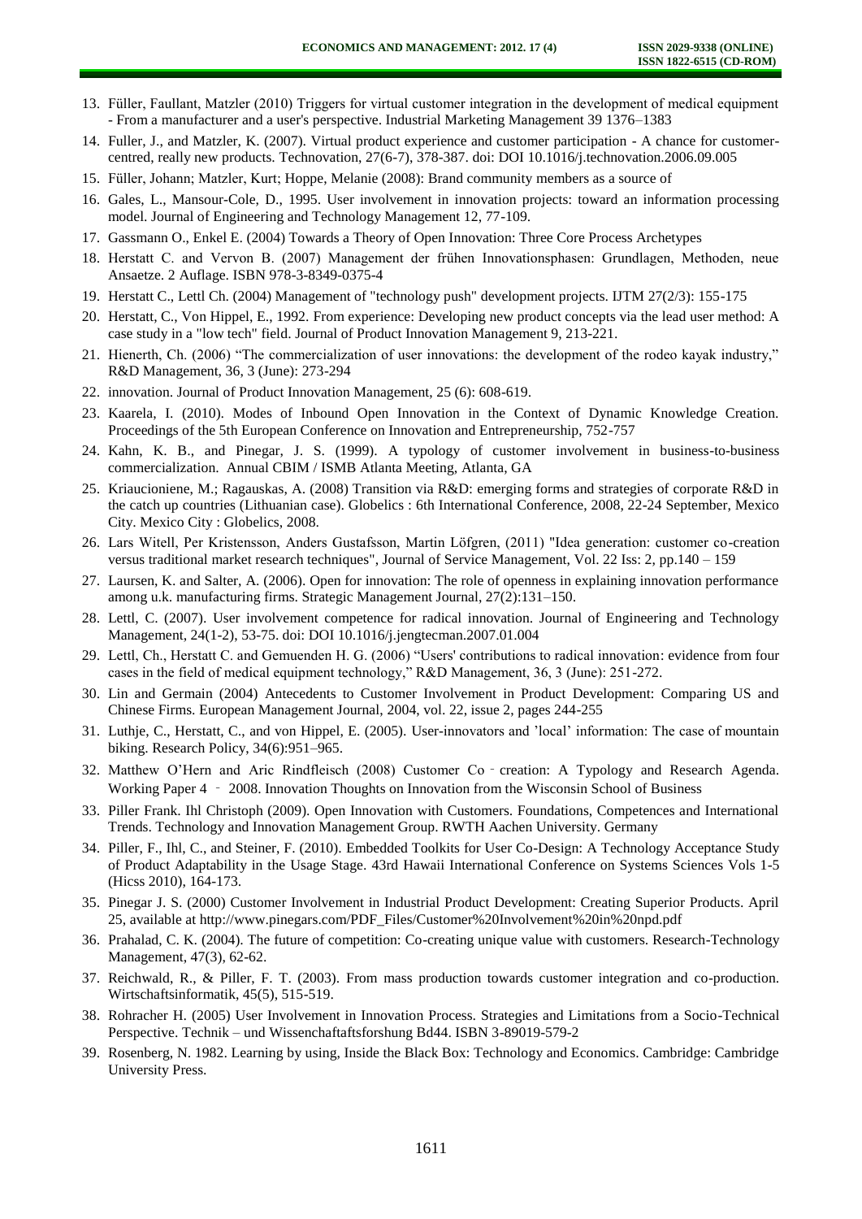13. Füller, Faullant, Matzler (2010) Triggers for virtual customer integration in the development of medical equipment - From a manufacturer and a user's perspective. Industrial Marketing Management 39 1376–1383
14. Fuller, J., and Matzler, K. (2007). Virtual product experience and customer participation - A chance for customer-centred, really new products. Technovation, 27(6-7), 378-387. doi: DOI 10.1016/j.technovation.2006.09.005
15. Füller, Johann; Matzler, Kurt; Hoppe, Melanie (2008): Brand community members as a source of
16. Gales, L., Mansour-Cole, D., 1995. User involvement in innovation projects: toward an information processing model. Journal of Engineering and Technology Management 12, 77-109.
17. Gassmann O., Enkel E. (2004) Towards a Theory of Open Innovation: Three Core Process Archetypes
18. Herstatt C. and Vervon B. (2007) Management der frühen Innovationsphasen: Grundlagen, Methoden, neue Ansaetze. 2 Auflage. ISBN 978-3-8349-0375-4
19. Herstatt C., Lettl Ch. (2004) Management of "technology push" development projects. IJTM 27(2/3): 155-175
20. Herstatt, C., Von Hippel, E., 1992. From experience: Developing new product concepts via the lead user method: A case study in a "low tech" field. Journal of Product Innovation Management 9, 213-221.
21. Hienerth, Ch. (2006) "The commercialization of user innovations: the development of the rodeo kayak industry," R&D Management, 36, 3 (June): 273-294
22. innovation. Journal of Product Innovation Management, 25 (6): 608-619.
23. Kaarela, I. (2010). Modes of Inbound Open Innovation in the Context of Dynamic Knowledge Creation. Proceedings of the 5th European Conference on Innovation and Entrepreneurship, 752-757
24. Kahn, K. B., and Pinegar, J. S. (1999). A typology of customer involvement in business-to-business commercialization. Annual CBIM / ISMB Atlanta Meeting, Atlanta, GA
25. Kriaucioniene, M.; Ragauskas, A. (2008) Transition via R&D: emerging forms and strategies of corporate R&D in the catch up countries (Lithuanian case). Globelics : 6th International Conference, 2008, 22-24 September, Mexico City. Mexico City : Globelics, 2008.
26. Lars Witell, Per Kristensson, Anders Gustafsson, Martin Löfgren, (2011) "Idea generation: customer co-creation versus traditional market research techniques", Journal of Service Management, Vol. 22 Iss: 2, pp.140 – 159
27. Laursen, K. and Salter, A. (2006). Open for innovation: The role of openness in explaining innovation performance among u.k. manufacturing firms. Strategic Management Journal, 27(2):131–150.
28. Lettl, C. (2007). User involvement competence for radical innovation. Journal of Engineering and Technology Management, 24(1-2), 53-75. doi: DOI 10.1016/j.jengtecman.2007.01.004
29. Lettl, Ch., Herstatt C. and Gemuenden H. G. (2006) "Users' contributions to radical innovation: evidence from four cases in the field of medical equipment technology," R&D Management, 36, 3 (June): 251-272.
30. Lin and Germain (2004) Antecedents to Customer Involvement in Product Development: Comparing US and Chinese Firms. European Management Journal, 2004, vol. 22, issue 2, pages 244-255
31. Luthje, C., Herstatt, C., and von Hippel, E. (2005). User-innovators and 'local' information: The case of mountain biking. Research Policy, 34(6):951–965.
32. Matthew O'Hern and Aric Rindfleisch (2008) Customer Co‐creation: A Typology and Research Agenda. Working Paper 4 ‐ 2008. Innovation Thoughts on Innovation from the Wisconsin School of Business
33. Piller Frank. Ihl Christoph (2009). Open Innovation with Customers. Foundations, Competences and International Trends. Technology and Innovation Management Group. RWTH Aachen University. Germany
34. Piller, F., Ihl, C., and Steiner, F. (2010). Embedded Toolkits for User Co-Design: A Technology Acceptance Study of Product Adaptability in the Usage Stage. 43rd Hawaii International Conference on Systems Sciences Vols 1-5 (Hicss 2010), 164-173.
35. Pinegar J. S. (2000) Customer Involvement in Industrial Product Development: Creating Superior Products. April 25, available at http://www.pinegars.com/PDF_Files/Customer%20Involvement%20in%20npd.pdf
36. Prahalad, C. K. (2004). The future of competition: Co-creating unique value with customers. Research-Technology Management, 47(3), 62-62.
37. Reichwald, R., & Piller, F. T. (2003). From mass production towards customer integration and co-production. Wirtschaftsinformatik, 45(5), 515-519.
38. Rohracher H. (2005) User Involvement in Innovation Process. Strategies and Limitations from a Socio-Technical Perspective. Technik – und Wissenchaftaftsforshung Bd44. ISBN 3-89019-579-2
39. Rosenberg, N. 1982. Learning by using, Inside the Black Box: Technology and Economics. Cambridge: Cambridge University Press.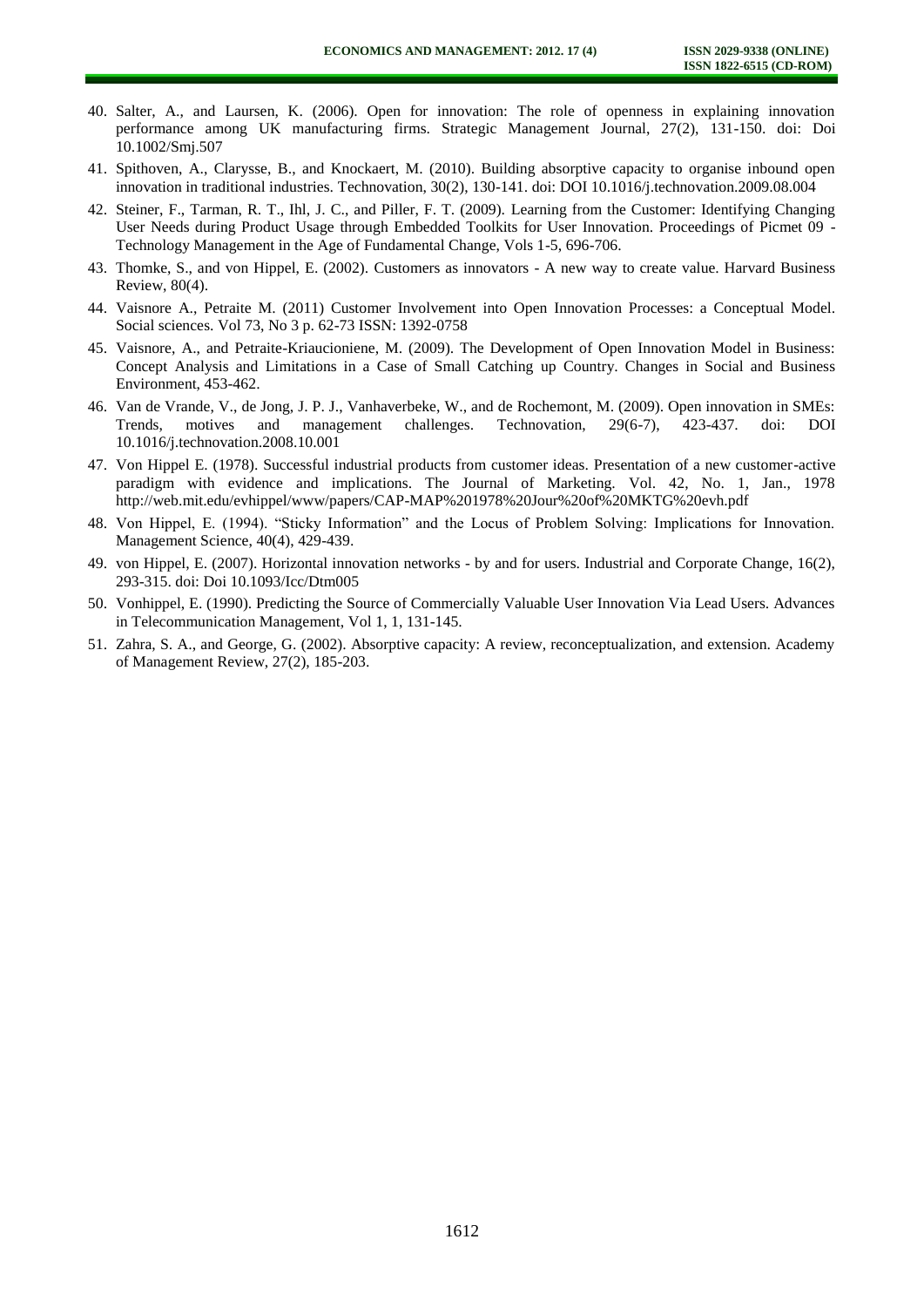40. Salter, A., and Laursen, K. (2006). Open for innovation: The role of openness in explaining innovation performance among UK manufacturing firms. Strategic Management Journal, 27(2), 131-150. doi: Doi 10.1002/Smj.507
41. Spithoven, A., Clarysse, B., and Knockaert, M. (2010). Building absorptive capacity to organise inbound open innovation in traditional industries. Technovation, 30(2), 130-141. doi: DOI 10.1016/j.technovation.2009.08.004
42. Steiner, F., Tarman, R. T., Ihl, J. C., and Piller, F. T. (2009). Learning from the Customer: Identifying Changing User Needs during Product Usage through Embedded Toolkits for User Innovation. Proceedings of Picmet 09 - Technology Management in the Age of Fundamental Change, Vols 1-5, 696-706.
43. Thomke, S., and von Hippel, E. (2002). Customers as innovators - A new way to create value. Harvard Business Review, 80(4).
44. Vaisnore A., Petraite M. (2011) Customer Involvement into Open Innovation Processes: a Conceptual Model. Social sciences. Vol 73, No 3 p. 62-73 ISSN: 1392-0758
45. Vaisnore, A., and Petraite-Kriaucioniene, M. (2009). The Development of Open Innovation Model in Business: Concept Analysis and Limitations in a Case of Small Catching up Country. Changes in Social and Business Environment, 453-462.
46. Van de Vrande, V., de Jong, J. P. J., Vanhaverbeke, W., and de Rochemont, M. (2009). Open innovation in SMEs: Trends, motives and management challenges. Technovation, 29(6-7), 423-437. doi: DOI 10.1016/j.technovation.2008.10.001
47. Von Hippel E. (1978). Successful industrial products from customer ideas. Presentation of a new customer-active paradigm with evidence and implications. The Journal of Marketing. Vol. 42, No. 1, Jan., 1978 http://web.mit.edu/evhippel/www/papers/CAP-MAP%201978%20Jour%20of%20MKTG%20evh.pdf
48. Von Hippel, E. (1994). "Sticky Information" and the Locus of Problem Solving: Implications for Innovation. Management Science, 40(4), 429-439.
49. von Hippel, E. (2007). Horizontal innovation networks - by and for users. Industrial and Corporate Change, 16(2), 293-315. doi: Doi 10.1093/Icc/Dtm005
50. Vonhippel, E. (1990). Predicting the Source of Commercially Valuable User Innovation Via Lead Users. Advances in Telecommunication Management, Vol 1, 1, 131-145.
51. Zahra, S. A., and George, G. (2002). Absorptive capacity: A review, reconceptualization, and extension. Academy of Management Review, 27(2), 185-203.